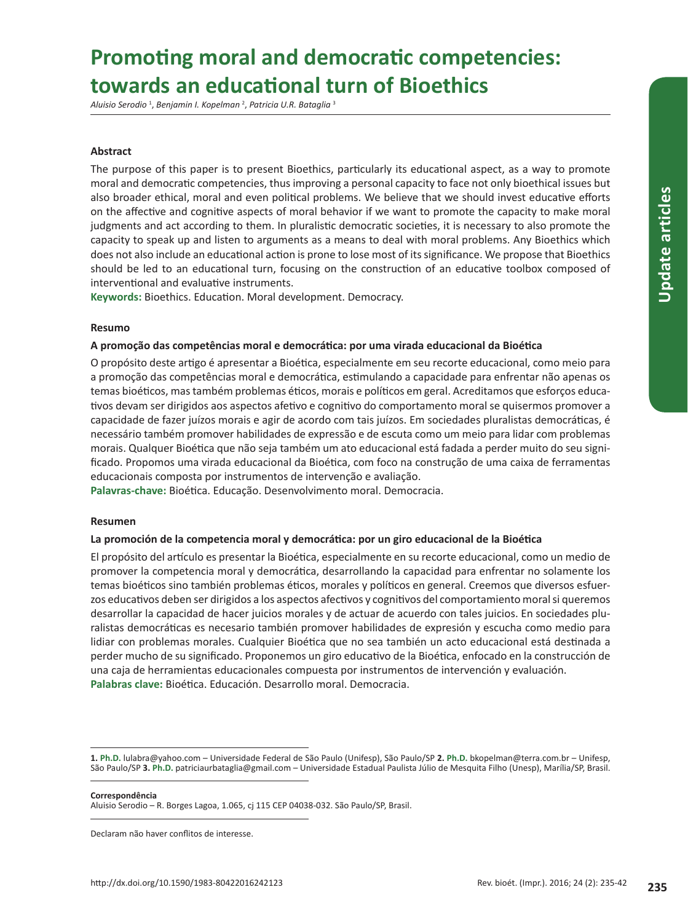# Promoting moral and democratic competencies: towards an educational turn of Bioethics

*Aluisio Serodio* [1], *Benjamin I. Kopelman* [2], *Patricia U.R. Bataglia* [3]

### Abstract

The purpose of this paper is to present Bioethics, particularly its educational aspect, as a way to promote moral and democratic competencies, thus improving a personal capacity to face not only bioethical issues but also broader ethical, moral and even political problems. We believe that we should invest educative efforts on the affective and cognitive aspects of moral behavior if we want to promote the capacity to make moral judgments and act according to them. In pluralistic democratic societies, it is necessary to also promote the capacity to speak up and listen to arguments as a means to deal with moral problems. Any Bioethics which does not also include an educational action is prone to lose most of its significance. We propose that Bioethics should be led to an educational turn, focusing on the construction of an educative toolbox composed of interventional and evaluative instruments.

**Keywords:** Bioethics. Education. Moral development. Democracy.

### Resumo

**A promoção das competências moral e democrática: por uma virada educacional da Bioética**

O propósito deste artigo é apresentar a Bioética, especialmente em seu recorte educacional, como meio para a promoção das competências moral e democrática, estimulando a capacidade para enfrentar não apenas os temas bioéticos, mas também problemas éticos, morais e políticos em geral. Acreditamos que esforços educativos devam ser dirigidos aos aspectos afetivo e cognitivo do comportamento moral se quisermos promover a capacidade de fazer juízos morais e agir de acordo com tais juízos. Em sociedades pluralistas democráticas, é necessário também promover habilidades de expressão e de escuta como um meio para lidar com problemas morais. Qualquer Bioética que não seja também um ato educacional está fadada a perder muito do seu significado. Propomos uma virada educacional da Bioética, com foco na construção de uma caixa de ferramentas educacionais composta por instrumentos de intervenção e avaliação.

**Palavras-chave:** Bioética. Educação. Desenvolvimento moral. Democracia.

### Resumen

**La promoción de la competencia moral y democrática: por un giro educacional de la Bioética**

El propósito del artículo es presentar la Bioética, especialmente en su recorte educacional, como un medio de promover la competencia moral y democrática, desarrollando la capacidad para enfrentar no solamente los temas bioéticos sino también problemas éticos, morales y políticos en general. Creemos que diversos esfuerzos educativos deben ser dirigidos a los aspectos afectivos y cognitivos del comportamiento moral si queremos desarrollar la capacidad de hacer juicios morales y de actuar de acuerdo con tales juicios. En sociedades pluralistas democráticas es necesario también promover habilidades de expresión y escucha como medio para lidiar con problemas morales. Cualquier Bioética que no sea también un acto educacional está destinada a perder mucho de su significado. Proponemos un giro educativo de la Bioética, enfocado en la construcción de una caja de herramientas educacionales compuesta por instrumentos de intervención y evaluación.

**Palabras clave:** Bioética. Educación. Desarrollo moral. Democracia.

---

**1. Ph.D.** lulabra@yahoo.com – Universidade Federal de São Paulo (Unifesp), São Paulo/SP **2. Ph.D.** bkopelman@terra.com.br – Unifesp, São Paulo/SP **3. Ph.D.** patriciaurbataglia@gmail.com – Universidade Estadual Paulista Júlio de Mesquita Filho (Unesp), Marília/SP, Brasil.

**Correspondência**
Aluisio Serodio – R. Borges Lagoa, 1.065, cj 115 CEP 04038-032. São Paulo/SP, Brasil.

Declaram não haver conflitos de interesse.

http://dx.doi.org/10.1590/1983-80422016242123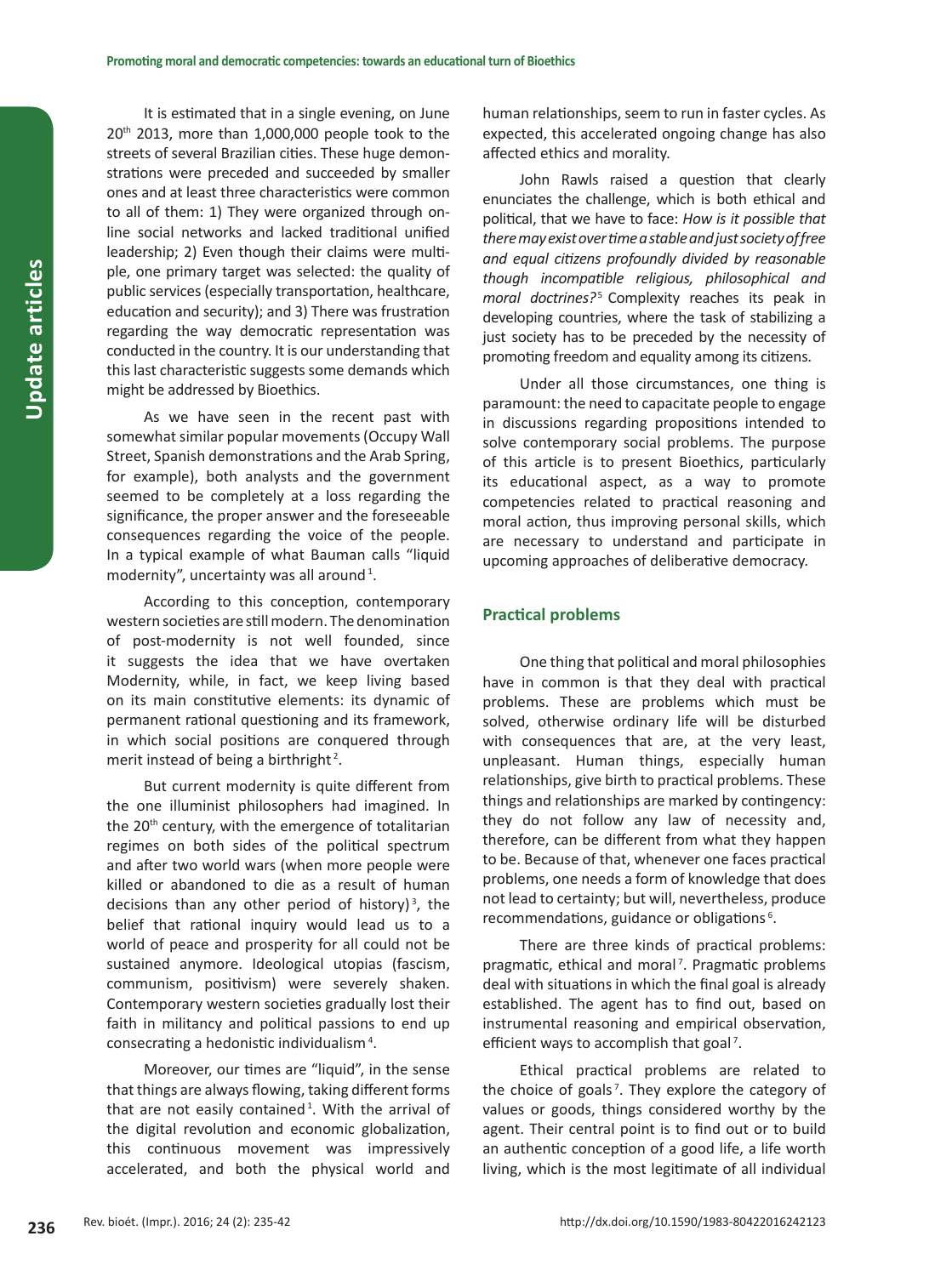It is estimated that in a single evening, on June 20th 2013, more than 1,000,000 people took to the streets of several Brazilian cities. These huge demonstrations were preceded and succeeded by smaller ones and at least three characteristics were common to all of them: 1) They were organized through online social networks and lacked traditional unified leadership; 2) Even though their claims were multiple, one primary target was selected: the quality of public services (especially transportation, healthcare, education and security); and 3) There was frustration regarding the way democratic representation was conducted in the country. It is our understanding that this last characteristic suggests some demands which might be addressed by Bioethics.

As we have seen in the recent past with somewhat similar popular movements (Occupy Wall Street, Spanish demonstrations and the Arab Spring, for example), both analysts and the government seemed to be completely at a loss regarding the significance, the proper answer and the foreseeable consequences regarding the voice of the people. In a typical example of what Bauman calls "liquid modernity", uncertainty was all around [1].

According to this conception, contemporary western societies are still modern. The denomination of post-modernity is not well founded, since it suggests the idea that we have overtaken Modernity, while, in fact, we keep living based on its main constitutive elements: its dynamic of permanent rational questioning and its framework, in which social positions are conquered through merit instead of being a birthright [2].

But current modernity is quite different from the one illuminist philosophers had imagined. In the 20th century, with the emergence of totalitarian regimes on both sides of the political spectrum and after two world wars (when more people were killed or abandoned to die as a result of human decisions than any other period of history) [3], the belief that rational inquiry would lead us to a world of peace and prosperity for all could not be sustained anymore. Ideological utopias (fascism, communism, positivism) were severely shaken. Contemporary western societies gradually lost their faith in militancy and political passions to end up consecrating a hedonistic individualism [4].

Moreover, our times are "liquid", in the sense that things are always flowing, taking different forms that are not easily contained [1]. With the arrival of the digital revolution and economic globalization, this continuous movement was impressively accelerated, and both the physical world and human relationships, seem to run in faster cycles. As expected, this accelerated ongoing change has also affected ethics and morality.

John Rawls raised a question that clearly enunciates the challenge, which is both ethical and political, that we have to face: *How is it possible that there may exist over time a stable and just society of free and equal citizens profoundly divided by reasonable though incompatible religious, philosophical and moral doctrines?* [5] Complexity reaches its peak in developing countries, where the task of stabilizing a just society has to be preceded by the necessity of promoting freedom and equality among its citizens.

Under all those circumstances, one thing is paramount: the need to capacitate people to engage in discussions regarding propositions intended to solve contemporary social problems. The purpose of this article is to present Bioethics, particularly its educational aspect, as a way to promote competencies related to practical reasoning and moral action, thus improving personal skills, which are necessary to understand and participate in upcoming approaches of deliberative democracy.

## Practical problems

One thing that political and moral philosophies have in common is that they deal with practical problems. These are problems which must be solved, otherwise ordinary life will be disturbed with consequences that are, at the very least, unpleasant. Human things, especially human relationships, give birth to practical problems. These things and relationships are marked by contingency: they do not follow any law of necessity and, therefore, can be different from what they happen to be. Because of that, whenever one faces practical problems, one needs a form of knowledge that does not lead to certainty; but will, nevertheless, produce recommendations, guidance or obligations [6].

There are three kinds of practical problems: pragmatic, ethical and moral [7]. Pragmatic problems deal with situations in which the final goal is already established. The agent has to find out, based on instrumental reasoning and empirical observation, efficient ways to accomplish that goal [7].

Ethical practical problems are related to the choice of goals [7]. They explore the category of values or goods, things considered worthy by the agent. Their central point is to find out or to build an authentic conception of a good life, a life worth living, which is the most legitimate of all individual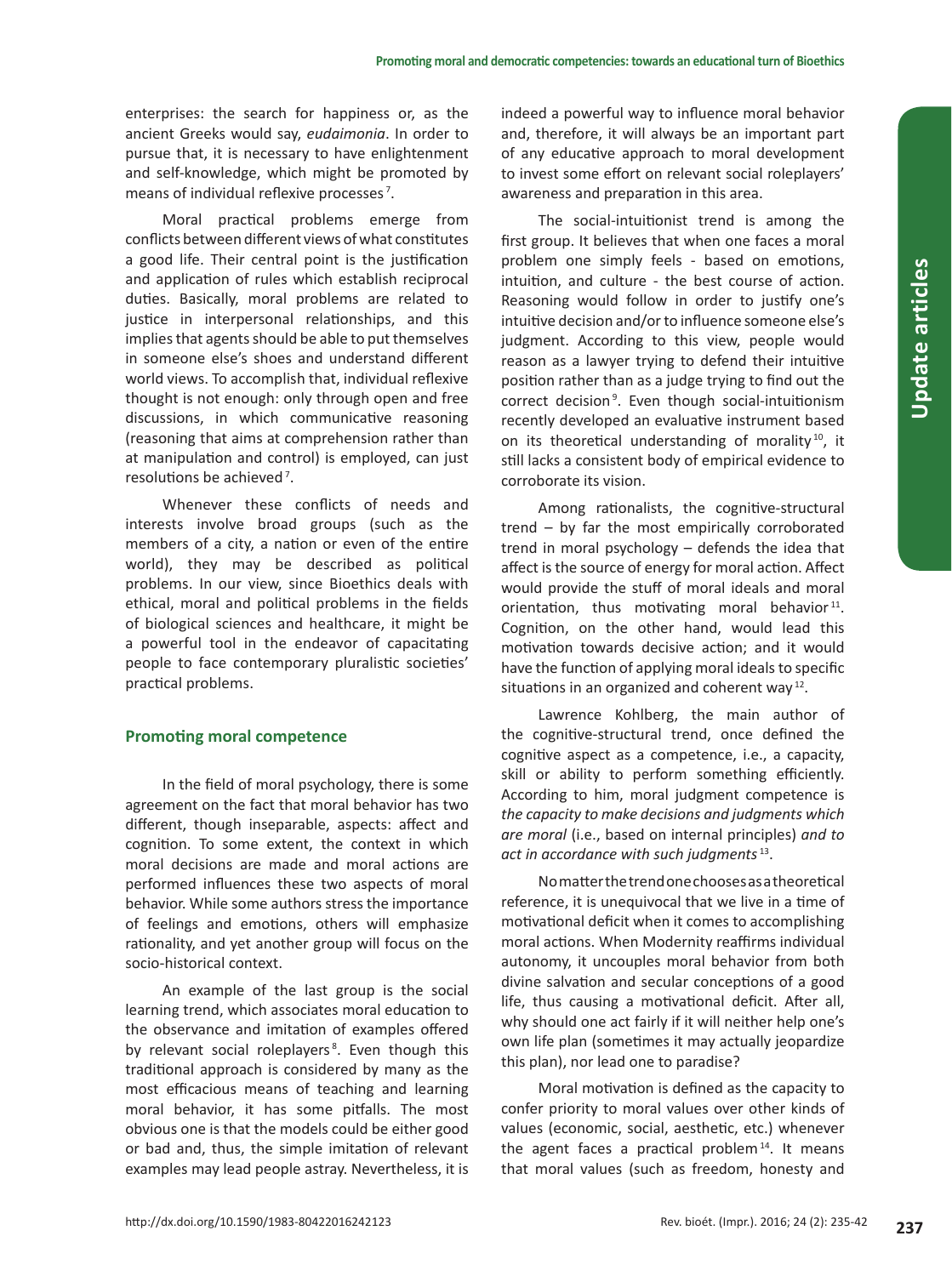enterprises: the search for happiness or, as the ancient Greeks would say, *eudaimonia*. In order to pursue that, it is necessary to have enlightenment and self-knowledge, which might be promoted by means of individual reflexive processes [7].

Moral practical problems emerge from conflicts between different views of what constitutes a good life. Their central point is the justification and application of rules which establish reciprocal duties. Basically, moral problems are related to justice in interpersonal relationships, and this implies that agents should be able to put themselves in someone else's shoes and understand different world views. To accomplish that, individual reflexive thought is not enough: only through open and free discussions, in which communicative reasoning (reasoning that aims at comprehension rather than at manipulation and control) is employed, can just resolutions be achieved [7].

Whenever these conflicts of needs and interests involve broad groups (such as the members of a city, a nation or even of the entire world), they may be described as political problems. In our view, since Bioethics deals with ethical, moral and political problems in the fields of biological sciences and healthcare, it might be a powerful tool in the endeavor of capacitating people to face contemporary pluralistic societies' practical problems.

## Promoting moral competence

In the field of moral psychology, there is some agreement on the fact that moral behavior has two different, though inseparable, aspects: affect and cognition. To some extent, the context in which moral decisions are made and moral actions are performed influences these two aspects of moral behavior. While some authors stress the importance of feelings and emotions, others will emphasize rationality, and yet another group will focus on the socio-historical context.

An example of the last group is the social learning trend, which associates moral education to the observance and imitation of examples offered by relevant social roleplayers [8]. Even though this traditional approach is considered by many as the most efficacious means of teaching and learning moral behavior, it has some pitfalls. The most obvious one is that the models could be either good or bad and, thus, the simple imitation of relevant examples may lead people astray. Nevertheless, it is indeed a powerful way to influence moral behavior and, therefore, it will always be an important part of any educative approach to moral development to invest some effort on relevant social roleplayers' awareness and preparation in this area.

The social-intuitionist trend is among the first group. It believes that when one faces a moral problem one simply feels - based on emotions, intuition, and culture - the best course of action. Reasoning would follow in order to justify one's intuitive decision and/or to influence someone else's judgment. According to this view, people would reason as a lawyer trying to defend their intuitive position rather than as a judge trying to find out the correct decision [9]. Even though social-intuitionism recently developed an evaluative instrument based on its theoretical understanding of morality [10], it still lacks a consistent body of empirical evidence to corroborate its vision.

Among rationalists, the cognitive-structural trend – by far the most empirically corroborated trend in moral psychology – defends the idea that affect is the source of energy for moral action. Affect would provide the stuff of moral ideals and moral orientation, thus motivating moral behavior [11]. Cognition, on the other hand, would lead this motivation towards decisive action; and it would have the function of applying moral ideals to specific situations in an organized and coherent way [12].

Lawrence Kohlberg, the main author of the cognitive-structural trend, once defined the cognitive aspect as a competence, i.e., a capacity, skill or ability to perform something efficiently. According to him, moral judgment competence is *the capacity to make decisions and judgments which are moral* (i.e., based on internal principles) *and to act in accordance with such judgments* [13].

No matter the trend one chooses as a theoretical reference, it is unequivocal that we live in a time of motivational deficit when it comes to accomplishing moral actions. When Modernity reaffirms individual autonomy, it uncouples moral behavior from both divine salvation and secular conceptions of a good life, thus causing a motivational deficit. After all, why should one act fairly if it will neither help one's own life plan (sometimes it may actually jeopardize this plan), nor lead one to paradise?

Moral motivation is defined as the capacity to confer priority to moral values over other kinds of values (economic, social, aesthetic, etc.) whenever the agent faces a practical problem [14]. It means that moral values (such as freedom, honesty and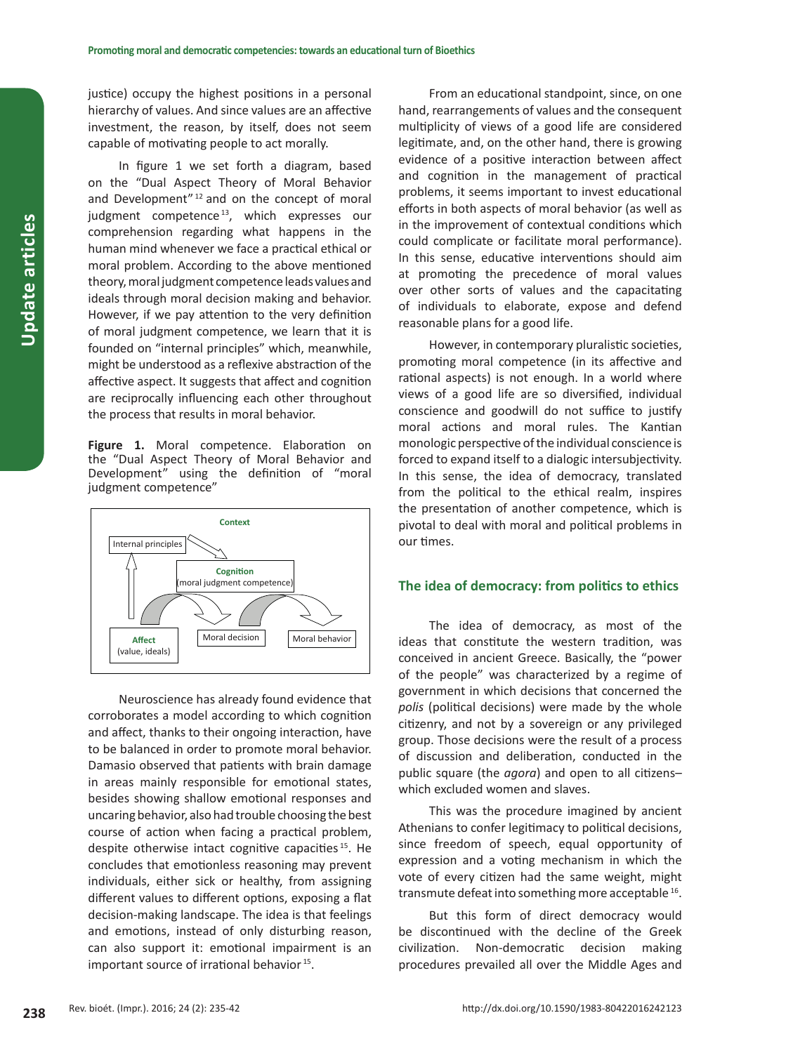justice) occupy the highest positions in a personal hierarchy of values. And since values are an affective investment, the reason, by itself, does not seem capable of motivating people to act morally.

In figure 1 we set forth a diagram, based on the "Dual Aspect Theory of Moral Behavior and Development" [12] and on the concept of moral judgment competence [13], which expresses our comprehension regarding what happens in the human mind whenever we face a practical ethical or moral problem. According to the above mentioned theory, moral judgment competence leads values and ideals through moral decision making and behavior. However, if we pay attention to the very definition of moral judgment competence, we learn that it is founded on "internal principles" which, meanwhile, might be understood as a reflexive abstraction of the affective aspect. It suggests that affect and cognition are reciprocally influencing each other throughout the process that results in moral behavior.

**Figure 1.** Moral competence. Elaboration on the "Dual Aspect Theory of Moral Behavior and Development" using the definition of "moral judgment competence"

Context

Internal principles

**Cognition** (moral judgment competence)

**Affect** (value, ideals)

Moral decision

Moral behavior

Neuroscience has already found evidence that corroborates a model according to which cognition and affect, thanks to their ongoing interaction, have to be balanced in order to promote moral behavior. Damasio observed that patients with brain damage in areas mainly responsible for emotional states, besides showing shallow emotional responses and uncaring behavior, also had trouble choosing the best course of action when facing a practical problem, despite otherwise intact cognitive capacities [15]. He concludes that emotionless reasoning may prevent individuals, either sick or healthy, from assigning different values to different options, exposing a flat decision-making landscape. The idea is that feelings and emotions, instead of only disturbing reason, can also support it: emotional impairment is an important source of irrational behavior [15].

From an educational standpoint, since, on one hand, rearrangements of values and the consequent multiplicity of views of a good life are considered legitimate, and, on the other hand, there is growing evidence of a positive interaction between affect and cognition in the management of practical problems, it seems important to invest educational efforts in both aspects of moral behavior (as well as in the improvement of contextual conditions which could complicate or facilitate moral performance). In this sense, educative interventions should aim at promoting the precedence of moral values over other sorts of values and the capacitating of individuals to elaborate, expose and defend reasonable plans for a good life.

However, in contemporary pluralistic societies, promoting moral competence (in its affective and rational aspects) is not enough. In a world where views of a good life are so diversified, individual conscience and goodwill do not suffice to justify moral actions and moral rules. The Kantian monologic perspective of the individual conscience is forced to expand itself to a dialogic intersubjectivity. In this sense, the idea of democracy, translated from the political to the ethical realm, inspires the presentation of another competence, which is pivotal to deal with moral and political problems in our times.

## The idea of democracy: from politics to ethics

The idea of democracy, as most of the ideas that constitute the western tradition, was conceived in ancient Greece. Basically, the "power of the people" was characterized by a regime of government in which decisions that concerned the *polis* (political decisions) were made by the whole citizenry, and not by a sovereign or any privileged group. Those decisions were the result of a process of discussion and deliberation, conducted in the public square (the *agora*) and open to all citizens– which excluded women and slaves.

This was the procedure imagined by ancient Athenians to confer legitimacy to political decisions, since freedom of speech, equal opportunity of expression and a voting mechanism in which the vote of every citizen had the same weight, might transmute defeat into something more acceptable [16].

But this form of direct democracy would be discontinued with the decline of the Greek civilization. Non-democratic decision making procedures prevailed all over the Middle Ages and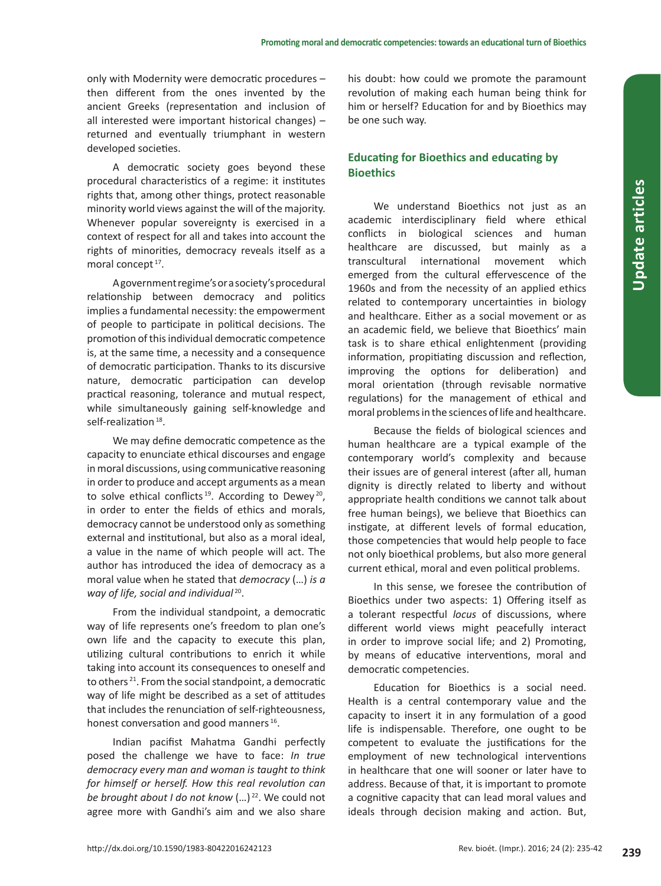only with Modernity were democratic procedures – then different from the ones invented by the ancient Greeks (representation and inclusion of all interested were important historical changes) – returned and eventually triumphant in western developed societies.

A democratic society goes beyond these procedural characteristics of a regime: it institutes rights that, among other things, protect reasonable minority world views against the will of the majority. Whenever popular sovereignty is exercised in a context of respect for all and takes into account the rights of minorities, democracy reveals itself as a moral concept [17].

A government regime's or a society's procedural relationship between democracy and politics implies a fundamental necessity: the empowerment of people to participate in political decisions. The promotion of this individual democratic competence is, at the same time, a necessity and a consequence of democratic participation. Thanks to its discursive nature, democratic participation can develop practical reasoning, tolerance and mutual respect, while simultaneously gaining self-knowledge and self-realization [18].

We may define democratic competence as the capacity to enunciate ethical discourses and engage in moral discussions, using communicative reasoning in order to produce and accept arguments as a mean to solve ethical conflicts [19]. According to Dewey [20], in order to enter the fields of ethics and morals, democracy cannot be understood only as something external and institutional, but also as a moral ideal, a value in the name of which people will act. The author has introduced the idea of democracy as a moral value when he stated that *democracy* (…) *is a way of life, social and individual* [20].

From the individual standpoint, a democratic way of life represents one's freedom to plan one's own life and the capacity to execute this plan, utilizing cultural contributions to enrich it while taking into account its consequences to oneself and to others [21]. From the social standpoint, a democratic way of life might be described as a set of attitudes that includes the renunciation of self-righteousness, honest conversation and good manners [16].

Indian pacifist Mahatma Gandhi perfectly posed the challenge we have to face: *In true democracy every man and woman is taught to think for himself or herself. How this real revolution can be brought about I do not know* (…) [22]. We could not agree more with Gandhi's aim and we also share his doubt: how could we promote the paramount revolution of making each human being think for him or herself? Education for and by Bioethics may be one such way.

## Educating for Bioethics and educating by Bioethics

We understand Bioethics not just as an academic interdisciplinary field where ethical conflicts in biological sciences and human healthcare are discussed, but mainly as a transcultural international movement which emerged from the cultural effervescence of the 1960s and from the necessity of an applied ethics related to contemporary uncertainties in biology and healthcare. Either as a social movement or as an academic field, we believe that Bioethics' main task is to share ethical enlightenment (providing information, propitiating discussion and reflection, improving the options for deliberation) and moral orientation (through revisable normative regulations) for the management of ethical and moral problems in the sciences of life and healthcare.

Because the fields of biological sciences and human healthcare are a typical example of the contemporary world's complexity and because their issues are of general interest (after all, human dignity is directly related to liberty and without appropriate health conditions we cannot talk about free human beings), we believe that Bioethics can instigate, at different levels of formal education, those competencies that would help people to face not only bioethical problems, but also more general current ethical, moral and even political problems.

In this sense, we foresee the contribution of Bioethics under two aspects: 1) Offering itself as a tolerant respectful *locus* of discussions, where different world views might peacefully interact in order to improve social life; and 2) Promoting, by means of educative interventions, moral and democratic competencies.

Education for Bioethics is a social need. Health is a central contemporary value and the capacity to insert it in any formulation of a good life is indispensable. Therefore, one ought to be competent to evaluate the justifications for the employment of new technological interventions in healthcare that one will sooner or later have to address. Because of that, it is important to promote a cognitive capacity that can lead moral values and ideals through decision making and action. But,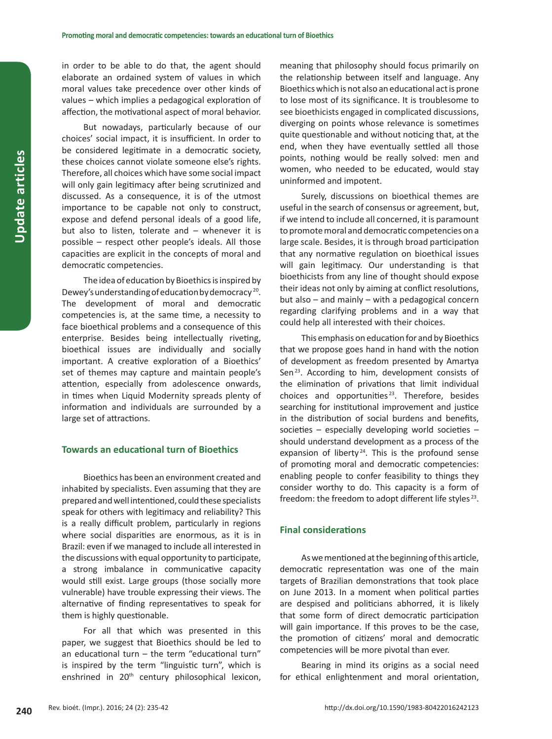in order to be able to do that, the agent should elaborate an ordained system of values in which moral values take precedence over other kinds of values – which implies a pedagogical exploration of affection, the motivational aspect of moral behavior.

But nowadays, particularly because of our choices' social impact, it is insufficient. In order to be considered legitimate in a democratic society, these choices cannot violate someone else's rights. Therefore, all choices which have some social impact will only gain legitimacy after being scrutinized and discussed. As a consequence, it is of the utmost importance to be capable not only to construct, expose and defend personal ideals of a good life, but also to listen, tolerate and – whenever it is possible – respect other people's ideals. All those capacities are explicit in the concepts of moral and democratic competencies.

The idea of education by Bioethics is inspired by Dewey's understanding of education by democracy [20]. The development of moral and democratic competencies is, at the same time, a necessity to face bioethical problems and a consequence of this enterprise. Besides being intellectually riveting, bioethical issues are individually and socially important. A creative exploration of a Bioethics' set of themes may capture and maintain people's attention, especially from adolescence onwards, in times when Liquid Modernity spreads plenty of information and individuals are surrounded by a large set of attractions.

## Towards an educational turn of Bioethics

Bioethics has been an environment created and inhabited by specialists. Even assuming that they are prepared and well intentioned, could these specialists speak for others with legitimacy and reliability? This is a really difficult problem, particularly in regions where social disparities are enormous, as it is in Brazil: even if we managed to include all interested in the discussions with equal opportunity to participate, a strong imbalance in communicative capacity would still exist. Large groups (those socially more vulnerable) have trouble expressing their views. The alternative of finding representatives to speak for them is highly questionable.

For all that which was presented in this paper, we suggest that Bioethics should be led to an educational turn – the term "educational turn" is inspired by the term "linguistic turn", which is enshrined in 20th century philosophical lexicon, meaning that philosophy should focus primarily on the relationship between itself and language. Any Bioethics which is not also an educational act is prone to lose most of its significance. It is troublesome to see bioethicists engaged in complicated discussions, diverging on points whose relevance is sometimes quite questionable and without noticing that, at the end, when they have eventually settled all those points, nothing would be really solved: men and women, who needed to be educated, would stay uninformed and impotent.

Surely, discussions on bioethical themes are useful in the search of consensus or agreement, but, if we intend to include all concerned, it is paramount to promote moral and democratic competencies on a large scale. Besides, it is through broad participation that any normative regulation on bioethical issues will gain legitimacy. Our understanding is that bioethicists from any line of thought should expose their ideas not only by aiming at conflict resolutions, but also – and mainly – with a pedagogical concern regarding clarifying problems and in a way that could help all interested with their choices.

This emphasis on education for and by Bioethics that we propose goes hand in hand with the notion of development as freedom presented by Amartya Sen [23]. According to him, development consists of the elimination of privations that limit individual choices and opportunities [23]. Therefore, besides searching for institutional improvement and justice in the distribution of social burdens and benefits, societies – especially developing world societies – should understand development as a process of the expansion of liberty [24]. This is the profound sense of promoting moral and democratic competencies: enabling people to confer feasibility to things they consider worthy to do. This capacity is a form of freedom: the freedom to adopt different life styles [23].

## Final considerations

As we mentioned at the beginning of this article, democratic representation was one of the main targets of Brazilian demonstrations that took place on June 2013. In a moment when political parties are despised and politicians abhorred, it is likely that some form of direct democratic participation will gain importance. If this proves to be the case, the promotion of citizens' moral and democratic competencies will be more pivotal than ever.

Bearing in mind its origins as a social need for ethical enlightenment and moral orientation,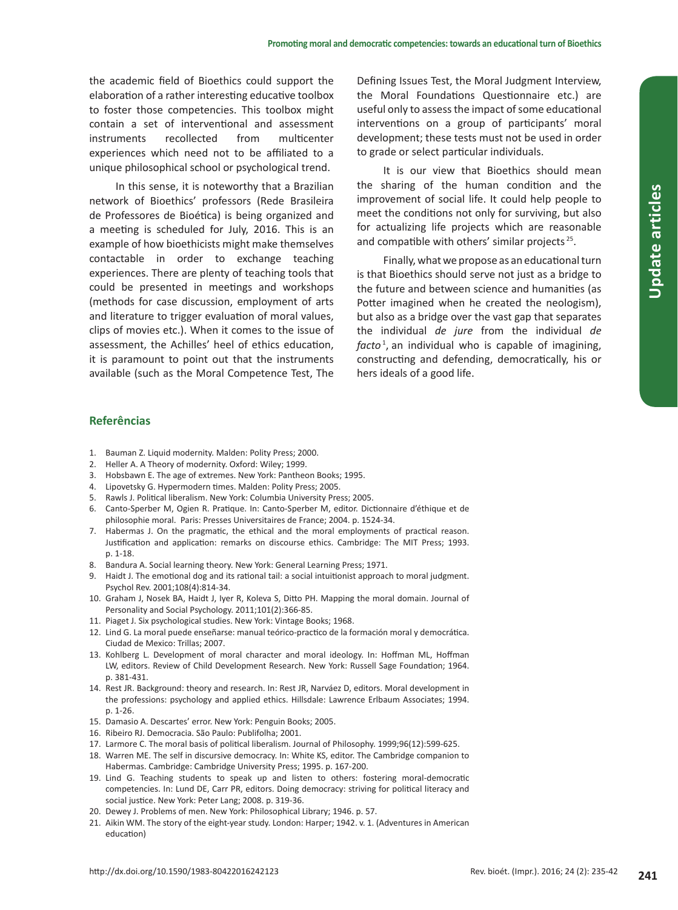the academic field of Bioethics could support the elaboration of a rather interesting educative toolbox to foster those competencies. This toolbox might contain a set of interventional and assessment instruments recollected from multicenter experiences which need not to be affiliated to a unique philosophical school or psychological trend.

In this sense, it is noteworthy that a Brazilian network of Bioethics' professors (Rede Brasileira de Professores de Bioética) is being organized and a meeting is scheduled for July, 2016. This is an example of how bioethicists might make themselves contactable in order to exchange teaching experiences. There are plenty of teaching tools that could be presented in meetings and workshops (methods for case discussion, employment of arts and literature to trigger evaluation of moral values, clips of movies etc.). When it comes to the issue of assessment, the Achilles' heel of ethics education, it is paramount to point out that the instruments available (such as the Moral Competence Test, The Defining Issues Test, the Moral Judgment Interview, the Moral Foundations Questionnaire etc.) are useful only to assess the impact of some educational interventions on a group of participants' moral development; these tests must not be used in order to grade or select particular individuals.

It is our view that Bioethics should mean the sharing of the human condition and the improvement of social life. It could help people to meet the conditions not only for surviving, but also for actualizing life projects which are reasonable and compatible with others' similar projects [25].

Finally, what we propose as an educational turn is that Bioethics should serve not just as a bridge to the future and between science and humanities (as Potter imagined when he created the neologism), but also as a bridge over the vast gap that separates the individual *de jure* from the individual *de facto* [1], an individual who is capable of imagining, constructing and defending, democratically, his or hers ideals of a good life.

## Referências

1. Bauman Z. Liquid modernity. Malden: Polity Press; 2000.
2. Heller A. A Theory of modernity. Oxford: Wiley; 1999.
3. Hobsbawn E. The age of extremes. New York: Pantheon Books; 1995.
4. Lipovetsky G. Hypermodern times. Malden: Polity Press; 2005.
5. Rawls J. Political liberalism. New York: Columbia University Press; 2005.
6. Canto-Sperber M, Ogien R. Pratique. In: Canto-Sperber M, editor. Dictionnaire d'éthique et de philosophie moral. Paris: Presses Universitaires de France; 2004. p. 1524-34.
7. Habermas J. On the pragmatic, the ethical and the moral employments of practical reason. Justification and application: remarks on discourse ethics. Cambridge: The MIT Press; 1993. p. 1-18.
8. Bandura A. Social learning theory. New York: General Learning Press; 1971.
9. Haidt J. The emotional dog and its rational tail: a social intuitionist approach to moral judgment. Psychol Rev. 2001;108(4):814-34.
10. Graham J, Nosek BA, Haidt J, Iyer R, Koleva S, Ditto PH. Mapping the moral domain. Journal of Personality and Social Psychology. 2011;101(2):366-85.
11. Piaget J. Six psychological studies. New York: Vintage Books; 1968.
12. Lind G. La moral puede enseñarse: manual teórico-practico de la formación moral y democrática. Ciudad de Mexico: Trillas; 2007.
13. Kohlberg L. Development of moral character and moral ideology. In: Hoffman ML, Hoffman LW, editors. Review of Child Development Research. New York: Russell Sage Foundation; 1964. p. 381-431.
14. Rest JR. Background: theory and research. In: Rest JR, Narváez D, editors. Moral development in the professions: psychology and applied ethics. Hillsdale: Lawrence Erlbaum Associates; 1994. p. 1-26.
15. Damasio A. Descartes' error. New York: Penguin Books; 2005.
16. Ribeiro RJ. Democracia. São Paulo: Publifolha; 2001.
17. Larmore C. The moral basis of political liberalism. Journal of Philosophy. 1999;96(12):599-625.
18. Warren ME. The self in discursive democracy. In: White KS, editor. The Cambridge companion to Habermas. Cambridge: Cambridge University Press; 1995. p. 167-200.
19. Lind G. Teaching students to speak up and listen to others: fostering moral-democratic competencies. In: Lund DE, Carr PR, editors. Doing democracy: striving for political literacy and social justice. New York: Peter Lang; 2008. p. 319-36.
20. Dewey J. Problems of men. New York: Philosophical Library; 1946. p. 57.
21. Aikin WM. The story of the eight-year study. London: Harper; 1942. v. 1. (Adventures in American education)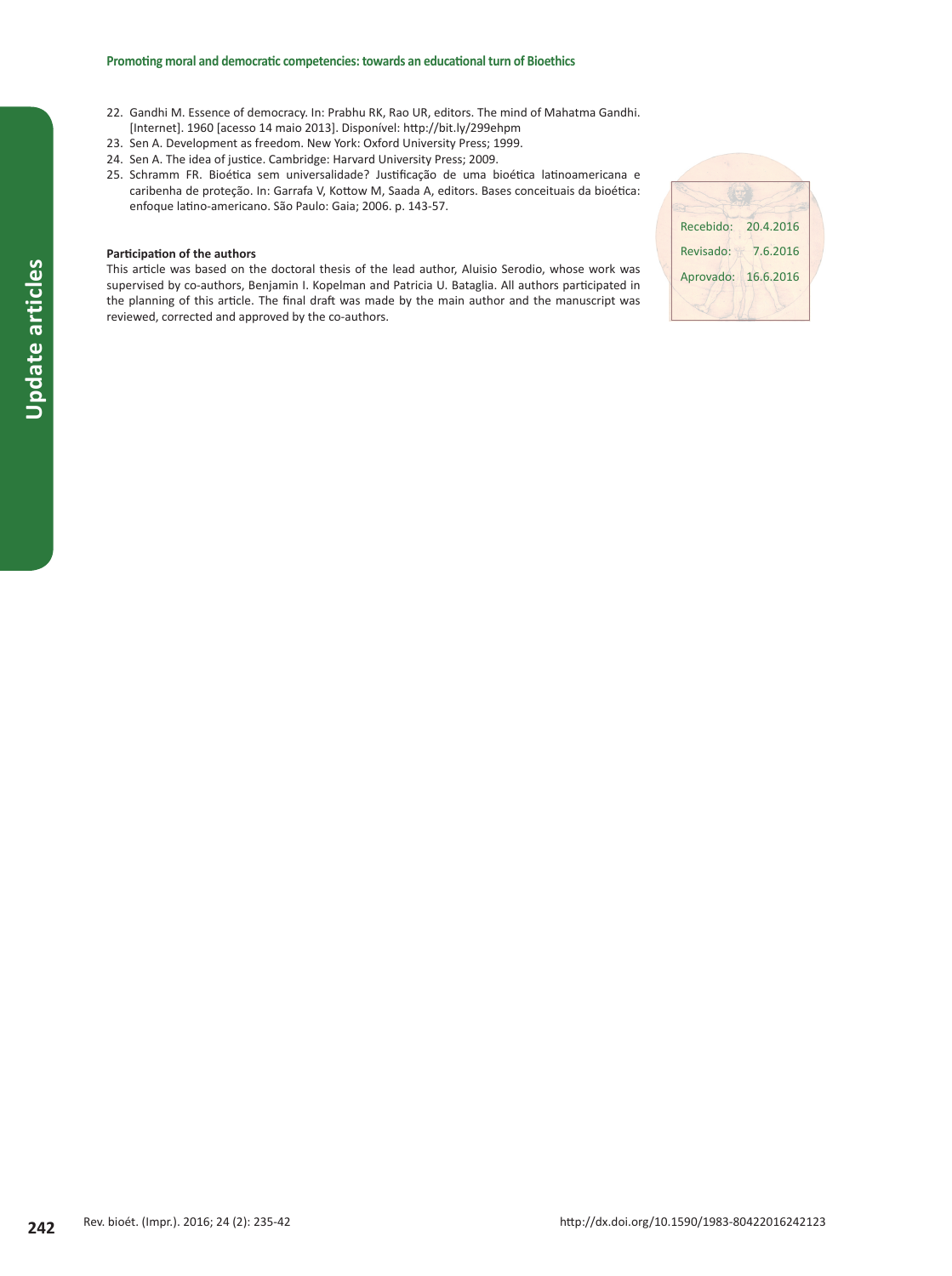22. Gandhi M. Essence of democracy. In: Prabhu RK, Rao UR, editors. The mind of Mahatma Gandhi. [Internet]. 1960 [acesso 14 maio 2013]. Disponível: http://bit.ly/299ehpm
23. Sen A. Development as freedom. New York: Oxford University Press; 1999.
24. Sen A. The idea of justice. Cambridge: Harvard University Press; 2009.
25. Schramm FR. Bioética sem universalidade? Justificação de uma bioética latinoamericana e caribenha de proteção. In: Garrafa V, Kottow M, Saada A, editors. Bases conceituais da bioética: enfoque latino-americano. São Paulo: Gaia; 2006. p. 143-57.

**Participation of the authors**

This article was based on the doctoral thesis of the lead author, Aluisio Serodio, whose work was supervised by co-authors, Benjamin I. Kopelman and Patricia U. Bataglia. All authors participated in the planning of this article. The final draft was made by the main author and the manuscript was reviewed, corrected and approved by the co-authors.

Recebido: 20.4.2016
Revisado: 7.6.2016
Aprovado: 16.6.2016